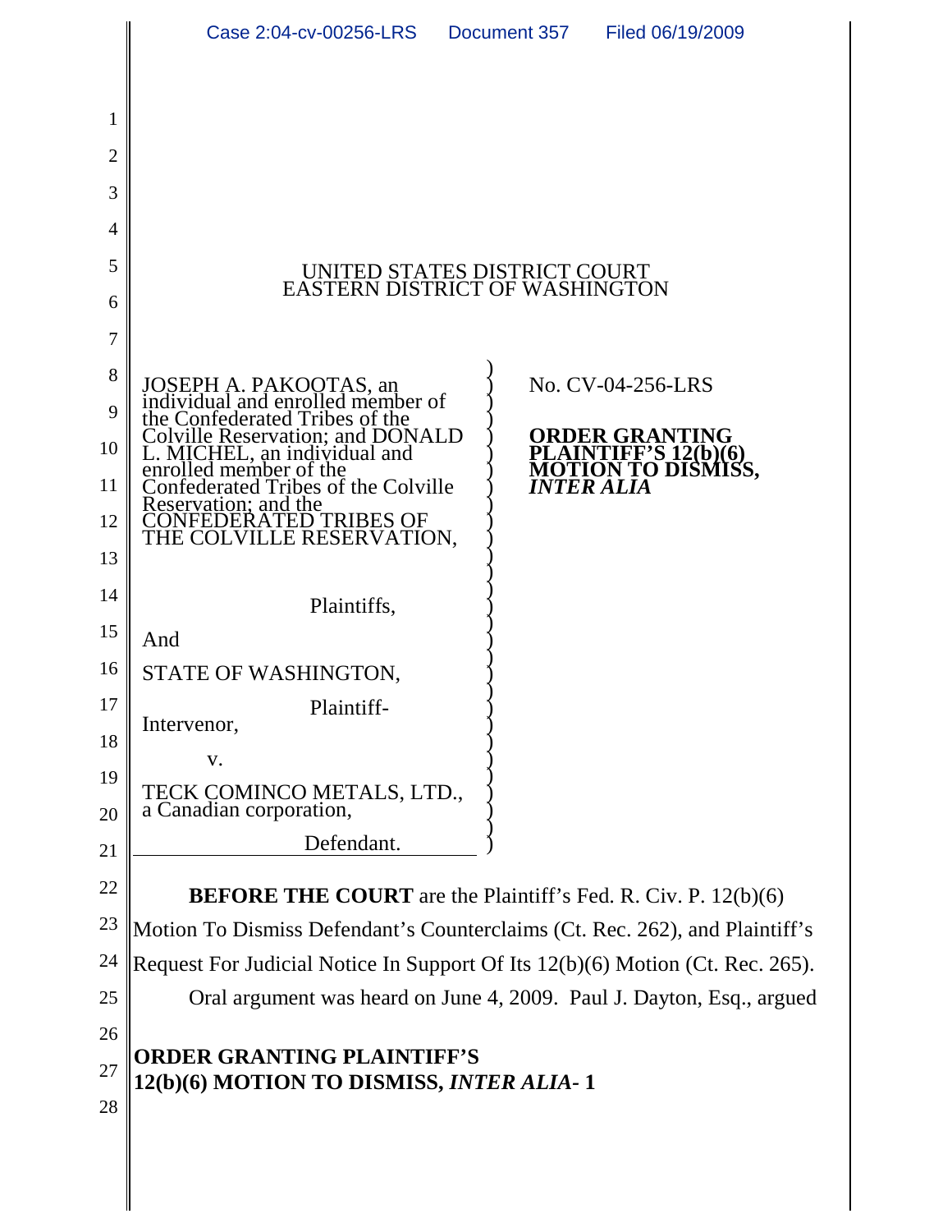UNITED STATES DISTRICT COURT
EASTERN DISTRICT OF WASHINGTON

JOSEPH A. PAKOOTAS, an individual and enrolled member of the Confederated Tribes of the Colville Reservation; and DONALD L. MICHEL, an individual and enrolled member of the Confederated Tribes of the Colville Reservation; and the CONFEDERATED TRIBES OF THE COLVILLE RESERVATION,

Plaintiffs,

And

STATE OF WASHINGTON,

Plaintiff-Intervenor,

v.

TECK COMINCO METALS, LTD., a Canadian corporation,

Defendant.

No. CV-04-256-LRS

**ORDER GRANTING PLAINTIFF'S 12(b)(6) MOTION TO DISMISS, *INTER ALIA***

**BEFORE THE COURT** are the Plaintiff's Fed. R. Civ. P. 12(b)(6) Motion To Dismiss Defendant's Counterclaims (Ct. Rec. 262), and Plaintiff's Request For Judicial Notice In Support Of Its 12(b)(6) Motion (Ct. Rec. 265).

Oral argument was heard on June 4, 2009. Paul J. Dayton, Esq., argued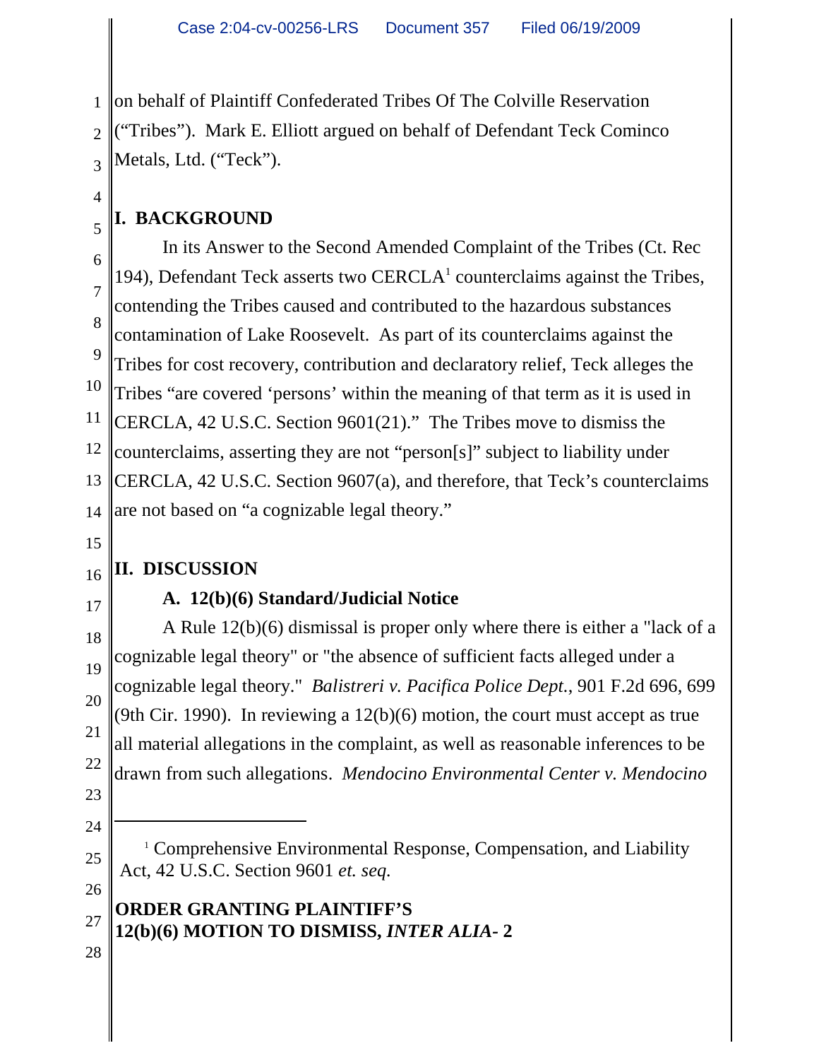on behalf of Plaintiff Confederated Tribes Of The Colville Reservation ("Tribes"). Mark E. Elliott argued on behalf of Defendant Teck Cominco Metals, Ltd. ("Teck").

## I. BACKGROUND

In its Answer to the Second Amended Complaint of the Tribes (Ct. Rec 194), Defendant Teck asserts two CERCLA[1] counterclaims against the Tribes, contending the Tribes caused and contributed to the hazardous substances contamination of Lake Roosevelt. As part of its counterclaims against the Tribes for cost recovery, contribution and declaratory relief, Teck alleges the Tribes "are covered 'persons' within the meaning of that term as it is used in CERCLA, 42 U.S.C. Section 9601(21)." The Tribes move to dismiss the counterclaims, asserting they are not "person[s]" subject to liability under CERCLA, 42 U.S.C. Section 9607(a), and therefore, that Teck's counterclaims are not based on "a cognizable legal theory."

## II. DISCUSSION

### A. 12(b)(6) Standard/Judicial Notice

A Rule 12(b)(6) dismissal is proper only where there is either a "lack of a cognizable legal theory" or "the absence of sufficient facts alleged under a cognizable legal theory." *Balistreri v. Pacifica Police Dept.*, 901 F.2d 696, 699 (9th Cir. 1990). In reviewing a 12(b)(6) motion, the court must accept as true all material allegations in the complaint, as well as reasonable inferences to be drawn from such allegations. *Mendocino Environmental Center v. Mendocino*

---

[1] Comprehensive Environmental Response, Compensation, and Liability Act, 42 U.S.C. Section 9601 *et. seq.*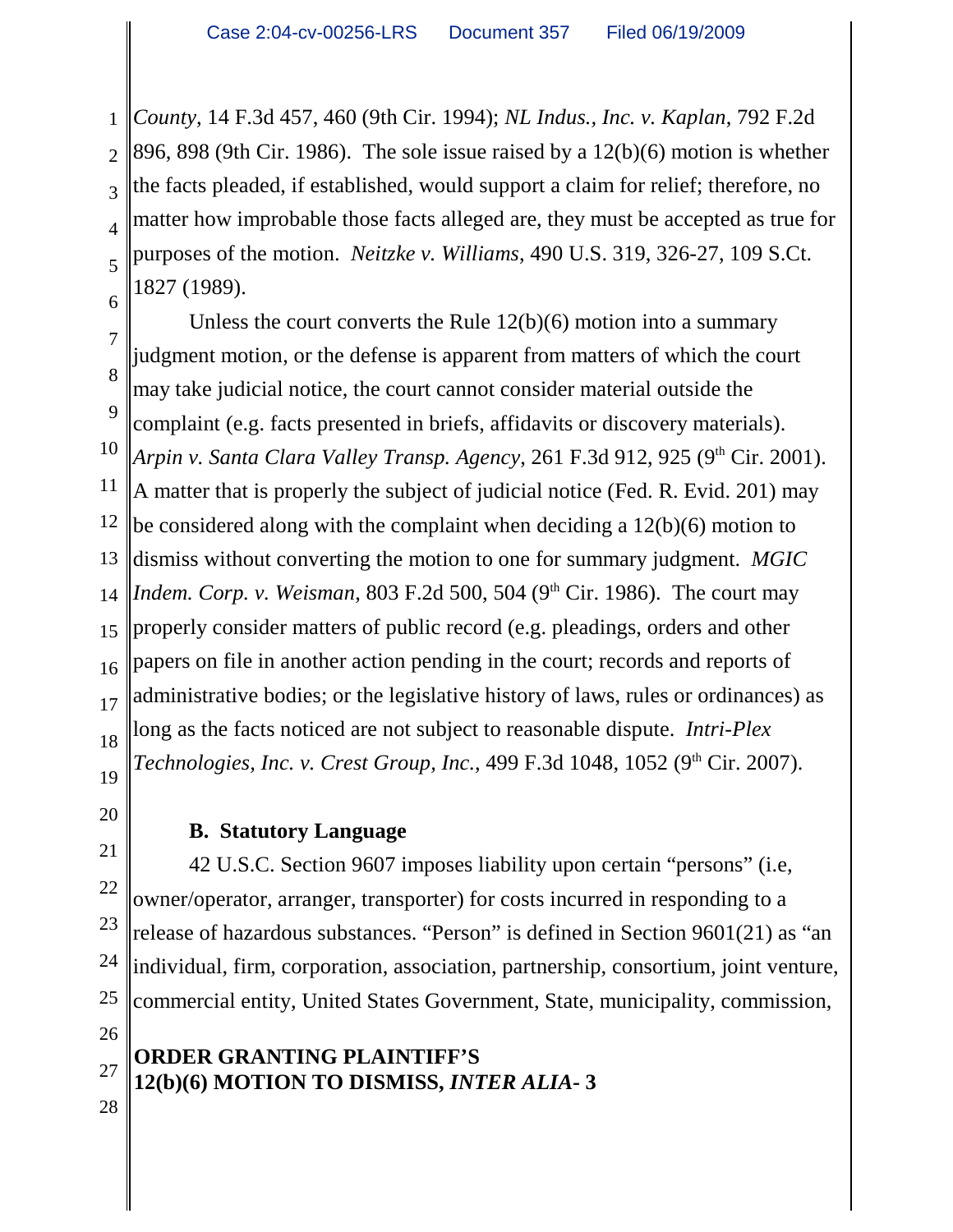*County*, 14 F.3d 457, 460 (9th Cir. 1994); *NL Indus., Inc. v. Kaplan*, 792 F.2d 896, 898 (9th Cir. 1986). The sole issue raised by a 12(b)(6) motion is whether the facts pleaded, if established, would support a claim for relief; therefore, no matter how improbable those facts alleged are, they must be accepted as true for purposes of the motion. *Neitzke v. Williams*, 490 U.S. 319, 326-27, 109 S.Ct. 1827 (1989).

Unless the court converts the Rule 12(b)(6) motion into a summary judgment motion, or the defense is apparent from matters of which the court may take judicial notice, the court cannot consider material outside the complaint (e.g. facts presented in briefs, affidavits or discovery materials). *Arpin v. Santa Clara Valley Transp. Agency*, 261 F.3d 912, 925 (9th Cir. 2001). A matter that is properly the subject of judicial notice (Fed. R. Evid. 201) may be considered along with the complaint when deciding a 12(b)(6) motion to dismiss without converting the motion to one for summary judgment. *MGIC Indem. Corp. v. Weisman*, 803 F.2d 500, 504 (9th Cir. 1986). The court may properly consider matters of public record (e.g. pleadings, orders and other papers on file in another action pending in the court; records and reports of administrative bodies; or the legislative history of laws, rules or ordinances) as long as the facts noticed are not subject to reasonable dispute. *Intri-Plex Technologies, Inc. v. Crest Group, Inc.*, 499 F.3d 1048, 1052 (9th Cir. 2007).

**B. Statutory Language**

42 U.S.C. Section 9607 imposes liability upon certain "persons" (i.e, owner/operator, arranger, transporter) for costs incurred in responding to a release of hazardous substances. "Person" is defined in Section 9601(21) as "an individual, firm, corporation, association, partnership, consortium, joint venture, commercial entity, United States Government, State, municipality, commission,

**ORDER GRANTING PLAINTIFF'S 12(b)(6) MOTION TO DISMISS, *INTER ALIA*- 3**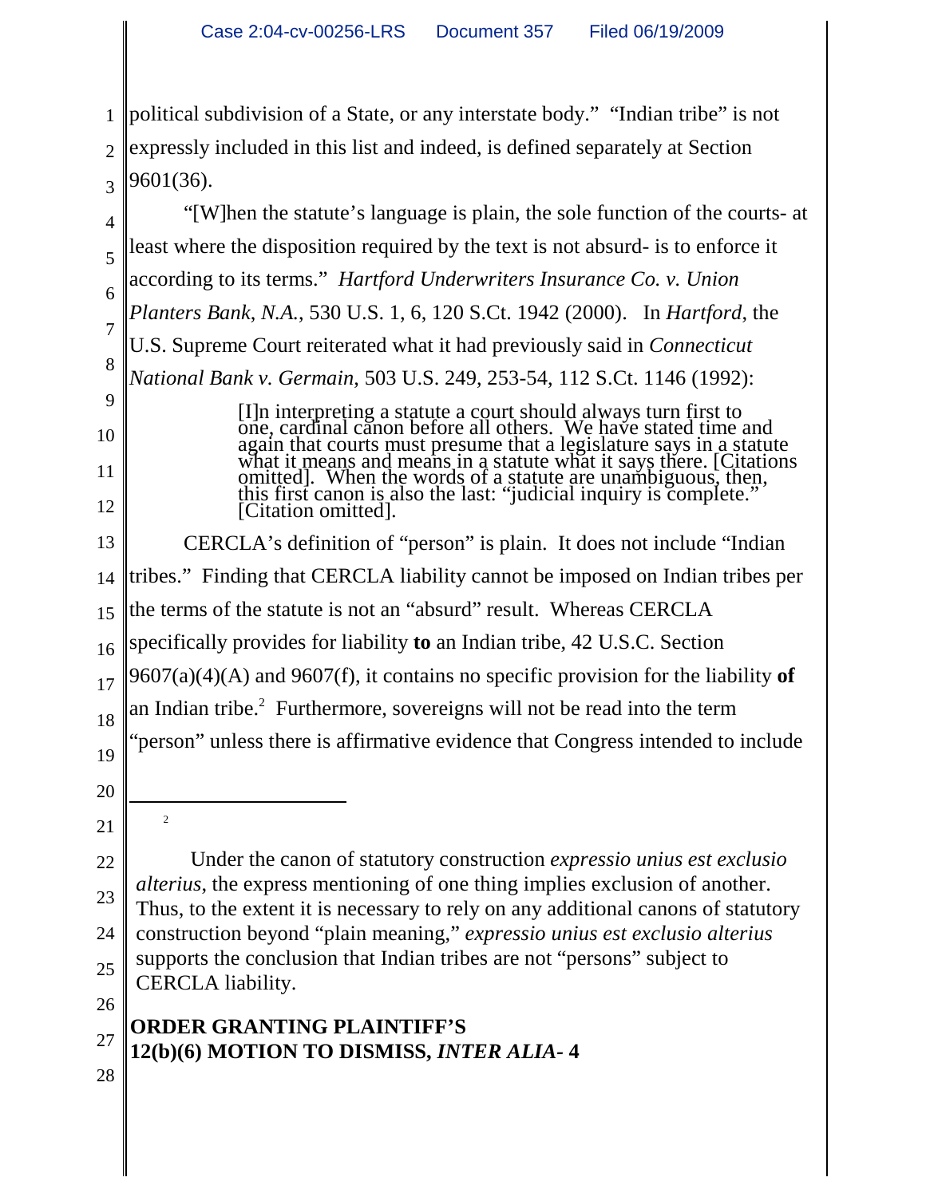political subdivision of a State, or any interstate body." "Indian tribe" is not expressly included in this list and indeed, is defined separately at Section 9601(36).

"[W]hen the statute's language is plain, the sole function of the courts- at least where the disposition required by the text is not absurd- is to enforce it according to its terms." *Hartford Underwriters Insurance Co. v. Union Planters Bank, N.A.*, 530 U.S. 1, 6, 120 S.Ct. 1942 (2000). In *Hartford*, the U.S. Supreme Court reiterated what it had previously said in *Connecticut National Bank v. Germain*, 503 U.S. 249, 253-54, 112 S.Ct. 1146 (1992):

> [I]n interpreting a statute a court should always turn first to one, cardinal canon before all others. We have stated time and again that courts must presume that a legislature says in a statute what it means and means in a statute what it says there. [Citations omitted]. When the words of a statute are unambiguous, then, this first canon is also the last: "judicial inquiry is complete." [Citation omitted].

CERCLA's definition of "person" is plain. It does not include "Indian tribes." Finding that CERCLA liability cannot be imposed on Indian tribes per the terms of the statute is not an "absurd" result. Whereas CERCLA specifically provides for liability **to** an Indian tribe, 42 U.S.C. Section 9607(a)(4)(A) and 9607(f), it contains no specific provision for the liability **of** an Indian tribe.[2] Furthermore, sovereigns will not be read into the term "person" unless there is affirmative evidence that Congress intended to include

---

[2] Under the canon of statutory construction *expressio unius est exclusio alterius*, the express mentioning of one thing implies exclusion of another. Thus, to the extent it is necessary to rely on any additional canons of statutory construction beyond "plain meaning," *expressio unius est exclusio alterius* supports the conclusion that Indian tribes are not "persons" subject to CERCLA liability.

**ORDER GRANTING PLAINTIFF'S 12(b)(6) MOTION TO DISMISS, *INTER ALIA*- 4**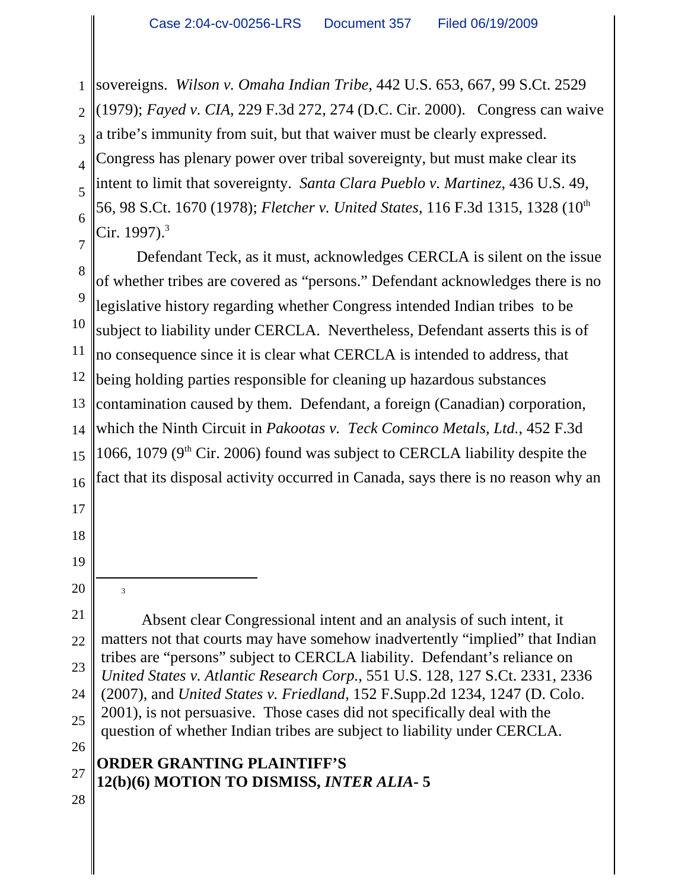sovereigns. *Wilson v. Omaha Indian Tribe*, 442 U.S. 653, 667, 99 S.Ct. 2529 (1979); *Fayed v. CIA*, 229 F.3d 272, 274 (D.C. Cir. 2000). Congress can waive a tribe's immunity from suit, but that waiver must be clearly expressed. Congress has plenary power over tribal sovereignty, but must make clear its intent to limit that sovereignty. *Santa Clara Pueblo v. Martinez*, 436 U.S. 49, 56, 98 S.Ct. 1670 (1978); *Fletcher v. United States*, 116 F.3d 1315, 1328 (10th Cir. 1997).[3]

Defendant Teck, as it must, acknowledges CERCLA is silent on the issue of whether tribes are covered as "persons." Defendant acknowledges there is no legislative history regarding whether Congress intended Indian tribes to be subject to liability under CERCLA. Nevertheless, Defendant asserts this is of no consequence since it is clear what CERCLA is intended to address, that being holding parties responsible for cleaning up hazardous substances contamination caused by them. Defendant, a foreign (Canadian) corporation, which the Ninth Circuit in *Pakootas v. Teck Cominco Metals, Ltd.*, 452 F.3d 1066, 1079 (9th Cir. 2006) found was subject to CERCLA liability despite the fact that its disposal activity occurred in Canada, says there is no reason why an

---

[3] Absent clear Congressional intent and an analysis of such intent, it matters not that courts may have somehow inadvertently "implied" that Indian tribes are "persons" subject to CERCLA liability. Defendant's reliance on *United States v. Atlantic Research Corp.*, 551 U.S. 128, 127 S.Ct. 2331, 2336 (2007), and *United States v. Friedland*, 152 F.Supp.2d 1234, 1247 (D. Colo. 2001), is not persuasive. Those cases did not specifically deal with the question of whether Indian tribes are subject to liability under CERCLA.

**ORDER GRANTING PLAINTIFF'S 12(b)(6) MOTION TO DISMISS, *INTER ALIA***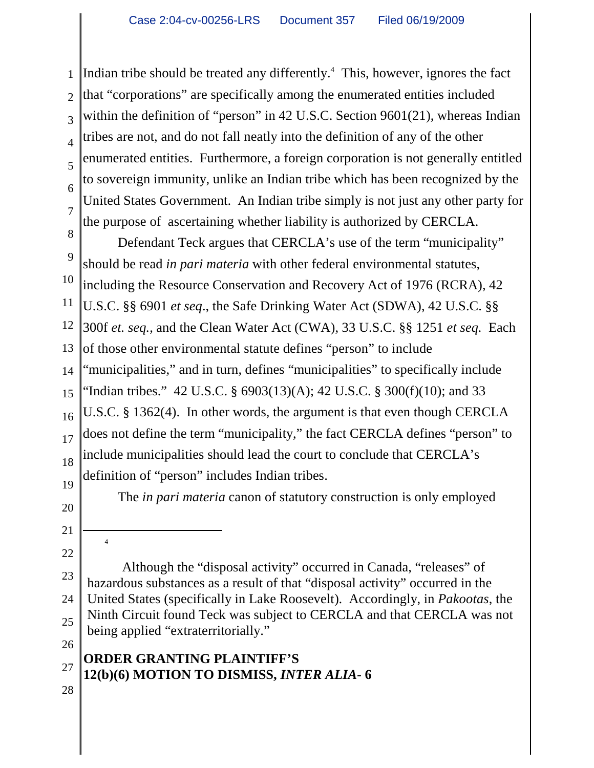Indian tribe should be treated any differently.[4] This, however, ignores the fact that "corporations" are specifically among the enumerated entities included within the definition of "person" in 42 U.S.C. Section 9601(21), whereas Indian tribes are not, and do not fall neatly into the definition of any of the other enumerated entities. Furthermore, a foreign corporation is not generally entitled to sovereign immunity, unlike an Indian tribe which has been recognized by the United States Government. An Indian tribe simply is not just any other party for the purpose of ascertaining whether liability is authorized by CERCLA.

Defendant Teck argues that CERCLA's use of the term "municipality" should be read *in pari materia* with other federal environmental statutes, including the Resource Conservation and Recovery Act of 1976 (RCRA), 42 U.S.C. §§ 6901 *et seq*., the Safe Drinking Water Act (SDWA), 42 U.S.C. §§ 300f *et. seq.*, and the Clean Water Act (CWA), 33 U.S.C. §§ 1251 *et seq.* Each of those other environmental statute defines "person" to include "municipalities," and in turn, defines "municipalities" to specifically include "Indian tribes." 42 U.S.C. § 6903(13)(A); 42 U.S.C. § 300(f)(10); and 33 U.S.C. § 1362(4). In other words, the argument is that even though CERCLA does not define the term "municipality," the fact CERCLA defines "person" to include municipalities should lead the court to conclude that CERCLA's definition of "person" includes Indian tribes.

The *in pari materia* canon of statutory construction is only employed

---

[4] Although the "disposal activity" occurred in Canada, "releases" of hazardous substances as a result of that "disposal activity" occurred in the United States (specifically in Lake Roosevelt). Accordingly, in *Pakootas*, the Ninth Circuit found Teck was subject to CERCLA and that CERCLA was not being applied "extraterritorially."

**ORDER GRANTING PLAINTIFF'S 12(b)(6) MOTION TO DISMISS, *INTER ALIA*- 6**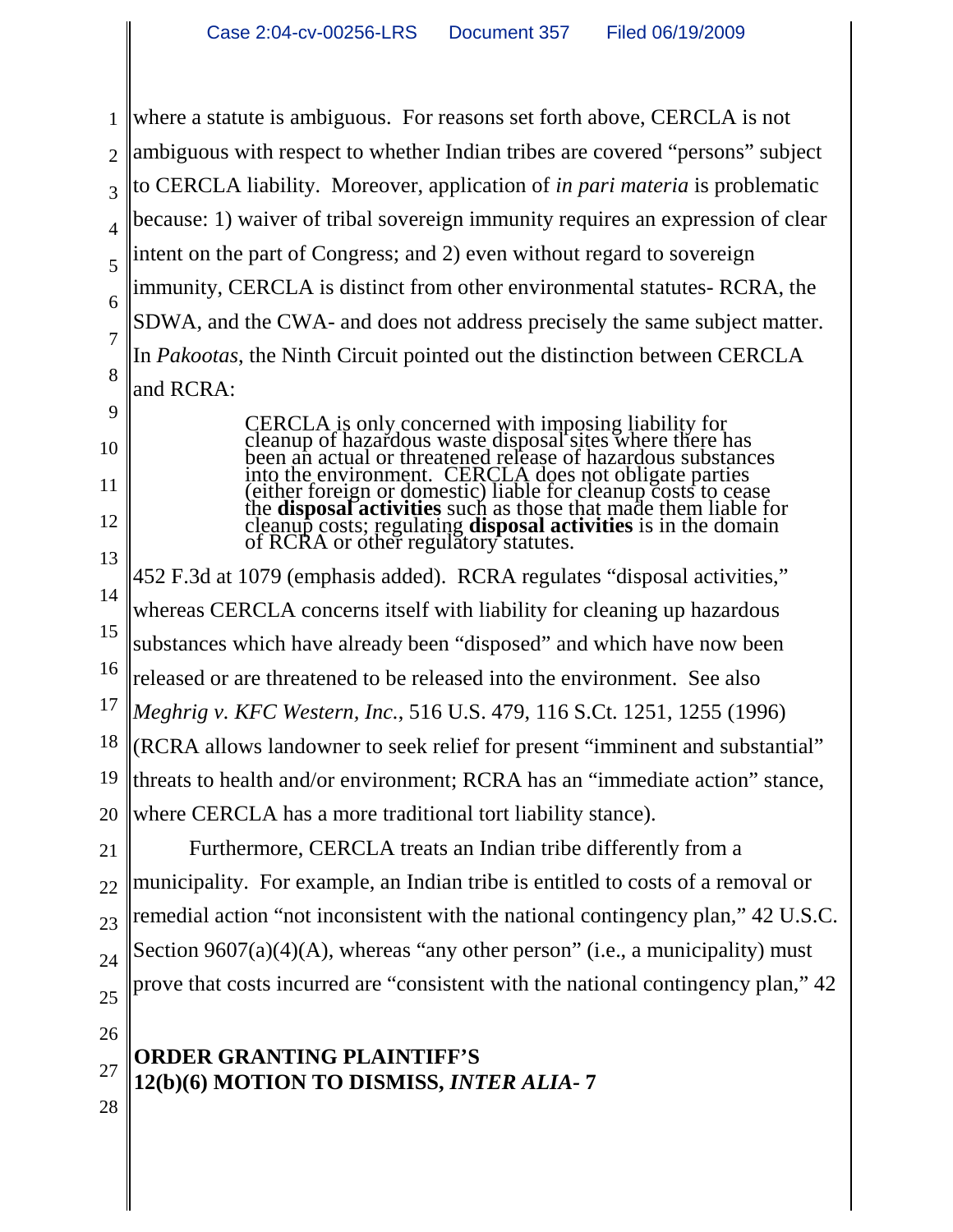where a statute is ambiguous. For reasons set forth above, CERCLA is not ambiguous with respect to whether Indian tribes are covered "persons" subject to CERCLA liability. Moreover, application of *in pari materia* is problematic because: 1) waiver of tribal sovereign immunity requires an expression of clear intent on the part of Congress; and 2) even without regard to sovereign immunity, CERCLA is distinct from other environmental statutes- RCRA, the SDWA, and the CWA- and does not address precisely the same subject matter. In *Pakootas*, the Ninth Circuit pointed out the distinction between CERCLA and RCRA:

> CERCLA is only concerned with imposing liability for cleanup of hazardous waste disposal sites where there has been an actual or threatened release of hazardous substances into the environment. CERCLA does not obligate parties (either foreign or domestic) liable for cleanup costs to cease the **disposal activities** such as those that made them liable for cleanup costs; regulating **disposal activities** is in the domain of RCRA or other regulatory statutes.

452 F.3d at 1079 (emphasis added). RCRA regulates "disposal activities," whereas CERCLA concerns itself with liability for cleaning up hazardous substances which have already been "disposed" and which have now been released or are threatened to be released into the environment. See also *Meghrig v. KFC Western, Inc.*, 516 U.S. 479, 116 S.Ct. 1251, 1255 (1996) (RCRA allows landowner to seek relief for present "imminent and substantial" threats to health and/or environment; RCRA has an "immediate action" stance, where CERCLA has a more traditional tort liability stance).

Furthermore, CERCLA treats an Indian tribe differently from a municipality. For example, an Indian tribe is entitled to costs of a removal or remedial action "not inconsistent with the national contingency plan," 42 U.S.C. Section 9607(a)(4)(A), whereas "any other person" (i.e., a municipality) must prove that costs incurred are "consistent with the national contingency plan," 42

**ORDER GRANTING PLAINTIFF'S 12(b)(6) MOTION TO DISMISS, *INTER ALIA*- 7**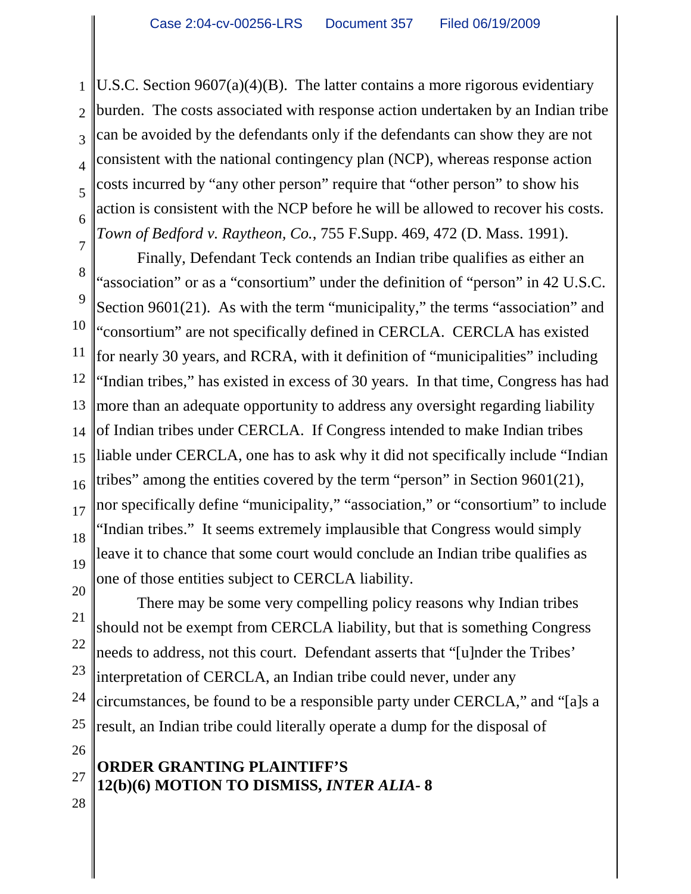U.S.C. Section 9607(a)(4)(B). The latter contains a more rigorous evidentiary burden. The costs associated with response action undertaken by an Indian tribe can be avoided by the defendants only if the defendants can show they are not consistent with the national contingency plan (NCP), whereas response action costs incurred by "any other person" require that "other person" to show his action is consistent with the NCP before he will be allowed to recover his costs. *Town of Bedford v. Raytheon, Co.*, 755 F.Supp. 469, 472 (D. Mass. 1991).

Finally, Defendant Teck contends an Indian tribe qualifies as either an "association" or as a "consortium" under the definition of "person" in 42 U.S.C. Section 9601(21). As with the term "municipality," the terms "association" and "consortium" are not specifically defined in CERCLA. CERCLA has existed for nearly 30 years, and RCRA, with it definition of "municipalities" including "Indian tribes," has existed in excess of 30 years. In that time, Congress has had more than an adequate opportunity to address any oversight regarding liability of Indian tribes under CERCLA. If Congress intended to make Indian tribes liable under CERCLA, one has to ask why it did not specifically include "Indian tribes" among the entities covered by the term "person" in Section 9601(21), nor specifically define "municipality," "association," or "consortium" to include "Indian tribes." It seems extremely implausible that Congress would simply leave it to chance that some court would conclude an Indian tribe qualifies as one of those entities subject to CERCLA liability.

There may be some very compelling policy reasons why Indian tribes should not be exempt from CERCLA liability, but that is something Congress needs to address, not this court. Defendant asserts that "[u]nder the Tribes' interpretation of CERCLA, an Indian tribe could never, under any circumstances, be found to be a responsible party under CERCLA," and "[a]s a result, an Indian tribe could literally operate a dump for the disposal of

**ORDER GRANTING PLAINTIFF'S 12(b)(6) MOTION TO DISMISS, *INTER ALIA***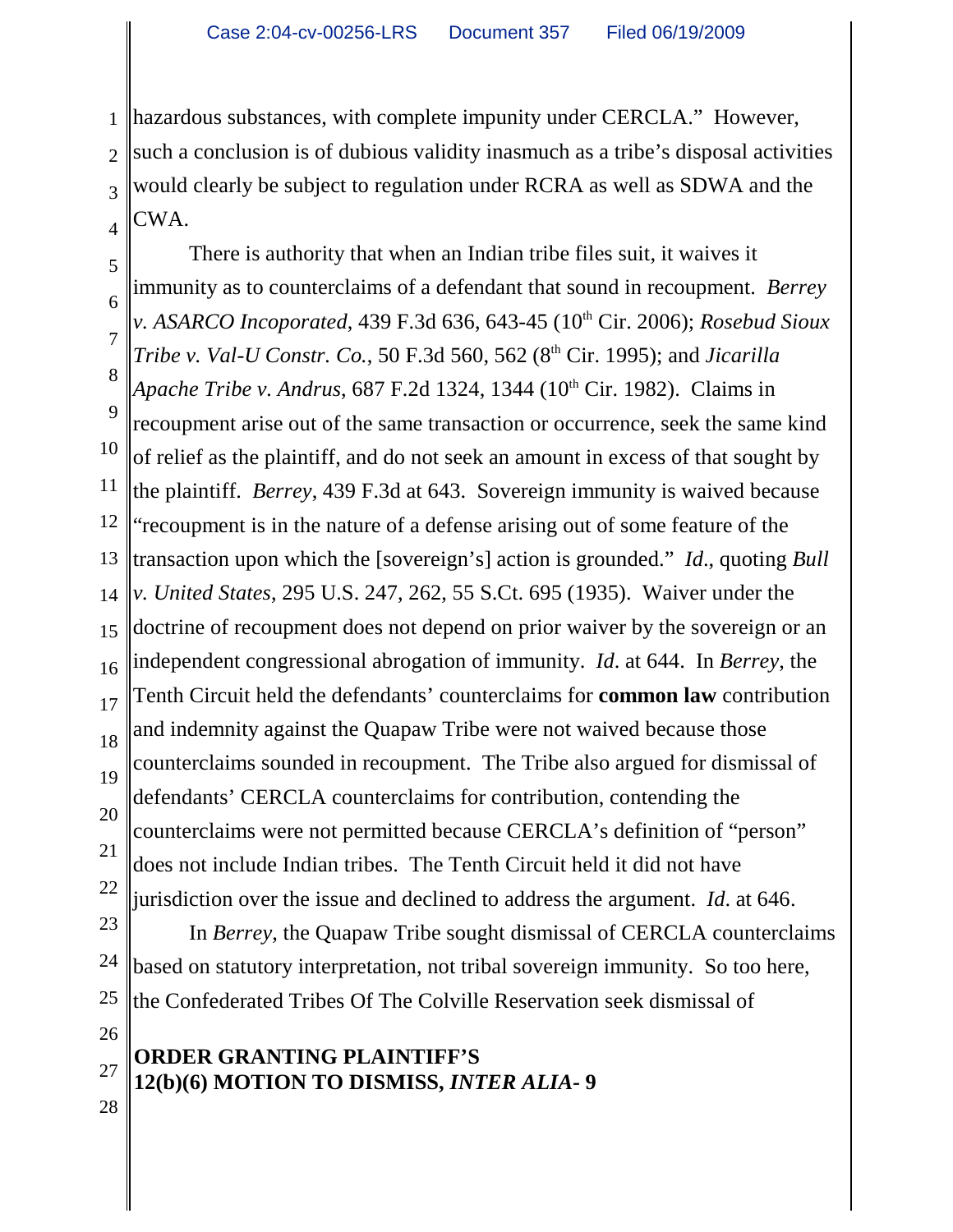hazardous substances, with complete impunity under CERCLA." However, such a conclusion is of dubious validity inasmuch as a tribe's disposal activities would clearly be subject to regulation under RCRA as well as SDWA and the CWA.

There is authority that when an Indian tribe files suit, it waives it immunity as to counterclaims of a defendant that sound in recoupment. *Berrey v. ASARCO Incoporated*, 439 F.3d 636, 643-45 (10th Cir. 2006); *Rosebud Sioux Tribe v. Val-U Constr. Co.*, 50 F.3d 560, 562 (8th Cir. 1995); and *Jicarilla Apache Tribe v. Andrus*, 687 F.2d 1324, 1344 (10th Cir. 1982). Claims in recoupment arise out of the same transaction or occurrence, seek the same kind of relief as the plaintiff, and do not seek an amount in excess of that sought by the plaintiff. *Berrey*, 439 F.3d at 643. Sovereign immunity is waived because "recoupment is in the nature of a defense arising out of some feature of the transaction upon which the [sovereign's] action is grounded." *Id*., quoting *Bull v. United States*, 295 U.S. 247, 262, 55 S.Ct. 695 (1935). Waiver under the doctrine of recoupment does not depend on prior waiver by the sovereign or an independent congressional abrogation of immunity. *Id*. at 644. In *Berrey*, the Tenth Circuit held the defendants' counterclaims for **common law** contribution and indemnity against the Quapaw Tribe were not waived because those counterclaims sounded in recoupment. The Tribe also argued for dismissal of defendants' CERCLA counterclaims for contribution, contending the counterclaims were not permitted because CERCLA's definition of "person" does not include Indian tribes. The Tenth Circuit held it did not have jurisdiction over the issue and declined to address the argument. *Id*. at 646.

In *Berrey*, the Quapaw Tribe sought dismissal of CERCLA counterclaims based on statutory interpretation, not tribal sovereign immunity. So too here, the Confederated Tribes Of The Colville Reservation seek dismissal of

**ORDER GRANTING PLAINTIFF'S 12(b)(6) MOTION TO DISMISS, *INTER ALIA*- 9**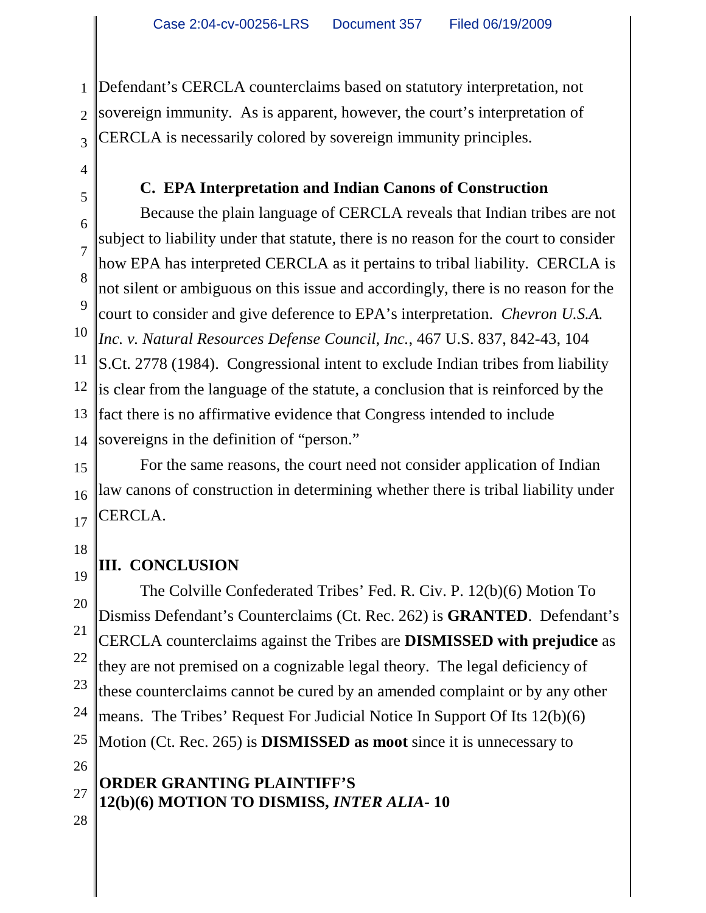Defendant's CERCLA counterclaims based on statutory interpretation, not sovereign immunity. As is apparent, however, the court's interpretation of CERCLA is necessarily colored by sovereign immunity principles.

### C. EPA Interpretation and Indian Canons of Construction

Because the plain language of CERCLA reveals that Indian tribes are not subject to liability under that statute, there is no reason for the court to consider how EPA has interpreted CERCLA as it pertains to tribal liability. CERCLA is not silent or ambiguous on this issue and accordingly, there is no reason for the court to consider and give deference to EPA's interpretation. *Chevron U.S.A. Inc. v. Natural Resources Defense Council, Inc.*, 467 U.S. 837, 842-43, 104 S.Ct. 2778 (1984). Congressional intent to exclude Indian tribes from liability is clear from the language of the statute, a conclusion that is reinforced by the fact there is no affirmative evidence that Congress intended to include sovereigns in the definition of "person."

For the same reasons, the court need not consider application of Indian law canons of construction in determining whether there is tribal liability under CERCLA.

## III. CONCLUSION

The Colville Confederated Tribes' Fed. R. Civ. P. 12(b)(6) Motion To Dismiss Defendant's Counterclaims (Ct. Rec. 262) is **GRANTED**. Defendant's CERCLA counterclaims against the Tribes are **DISMISSED with prejudice** as they are not premised on a cognizable legal theory. The legal deficiency of these counterclaims cannot be cured by an amended complaint or by any other means. The Tribes' Request For Judicial Notice In Support Of Its 12(b)(6) Motion (Ct. Rec. 265) is **DISMISSED as moot** since it is unnecessary to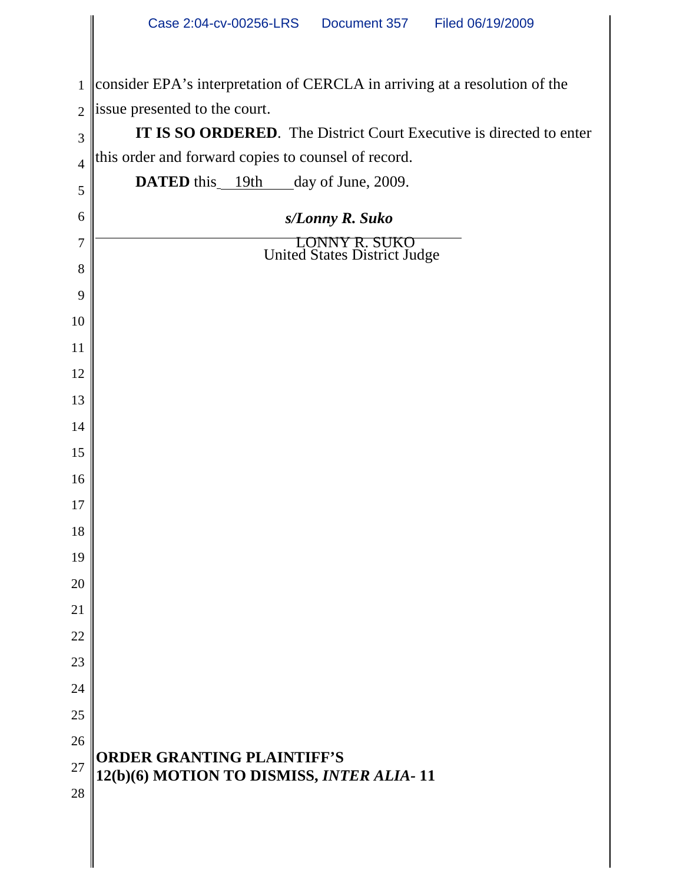consider EPA's interpretation of CERCLA in arriving at a resolution of the issue presented to the court.

**IT IS SO ORDERED**. The District Court Executive is directed to enter this order and forward copies to counsel of record.

**DATED** this 19th day of June, 2009.

***s/Lonny R. Suko***

LONNY R. SUKO
United States District Judge